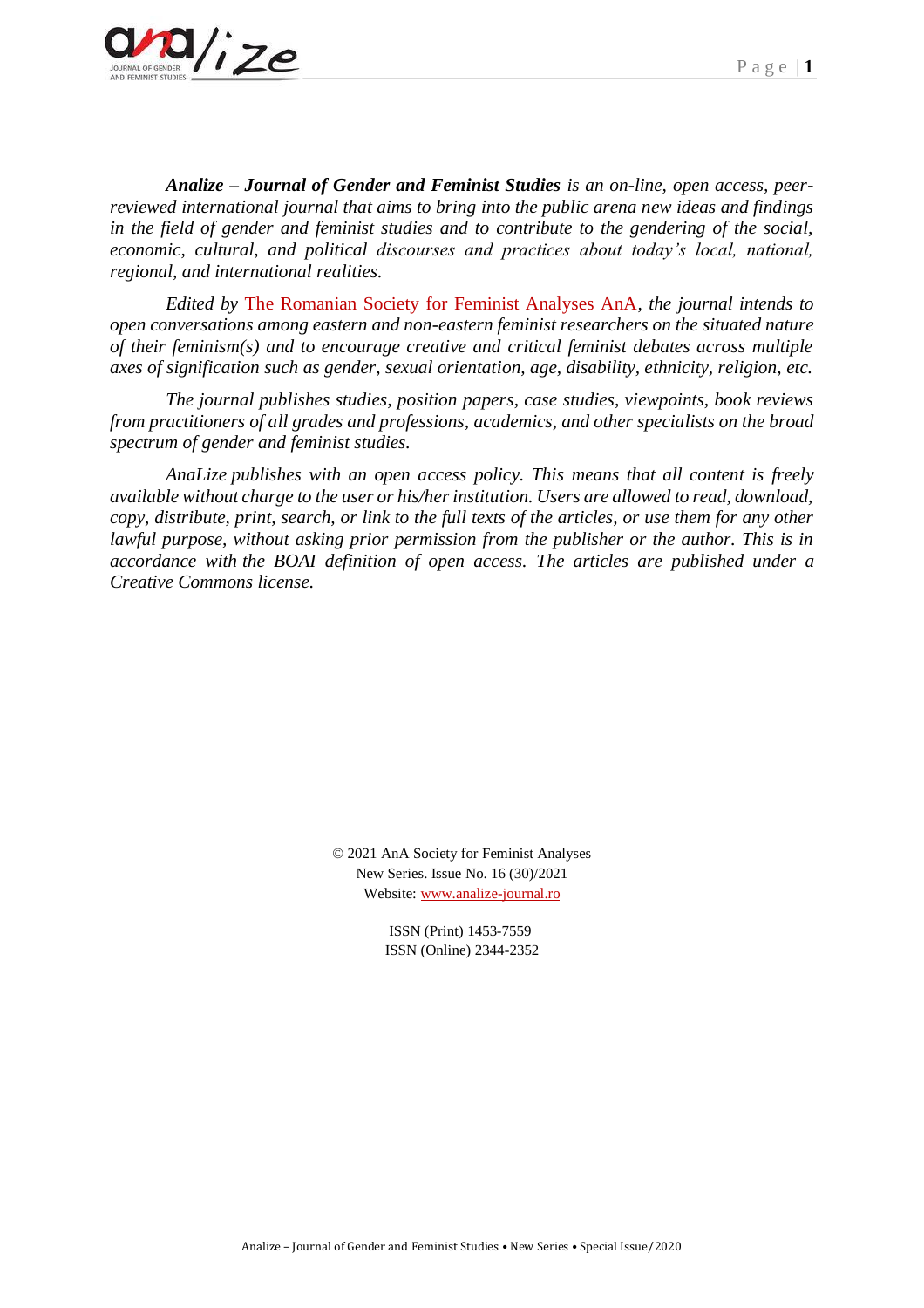***Analize – Journal of Gender and Feminist Studies*** *is an on-line, open access, peer-reviewed international journal that aims to bring into the public arena new ideas and findings in the field of gender and feminist studies and to contribute to the gendering of the social, economic, cultural, and political discourses and practices about today's local, national, regional, and international realities.*

*Edited by* The Romanian Society for Feminist Analyses AnA, *the journal intends to open conversations among eastern and non-eastern feminist researchers on the situated nature of their feminism(s) and to encourage creative and critical feminist debates across multiple axes of signification such as gender, sexual orientation, age, disability, ethnicity, religion, etc.*

*The journal publishes studies, position papers, case studies, viewpoints, book reviews from practitioners of all grades and professions, academics, and other specialists on the broad spectrum of gender and feminist studies.*

*AnaLize publishes with an open access policy. This means that all content is freely available without charge to the user or his/her institution. Users are allowed to read, download, copy, distribute, print, search, or link to the full texts of the articles, or use them for any other lawful purpose, without asking prior permission from the publisher or the author. This is in accordance with the BOAI definition of open access. The articles are published under a Creative Commons license.*

© 2021 AnA Society for Feminist Analyses
New Series. Issue No. 16 (30)/2021
Website: www.analize-journal.ro

ISSN (Print) 1453-7559
ISSN (Online) 2344-2352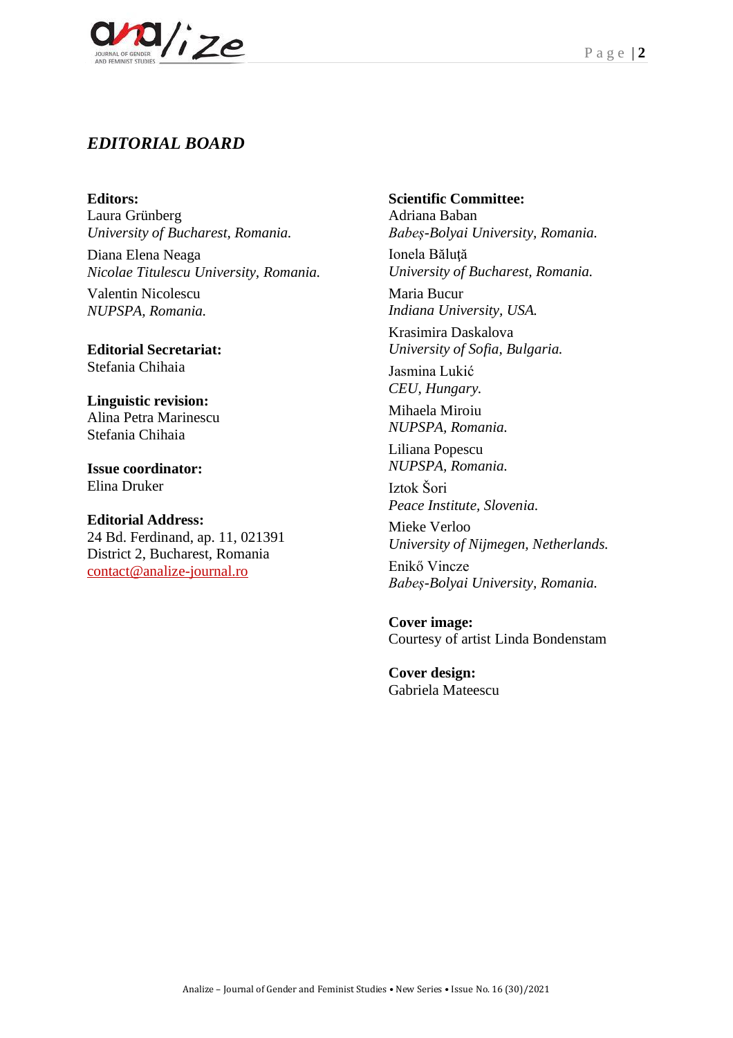## *EDITORIAL BOARD*

**Editors:**
Laura Grünberg
*University of Bucharest, Romania.*

Diana Elena Neaga
*Nicolae Titulescu University, Romania.*

Valentin Nicolescu
*NUPSPA, Romania.*

**Editorial Secretariat:**
Stefania Chihaia

**Linguistic revision:**
Alina Petra Marinescu
Stefania Chihaia

**Issue coordinator:**
Elina Druker

**Editorial Address:**
24 Bd. Ferdinand, ap. 11, 021391
District 2, Bucharest, Romania
contact@analize-journal.ro

**Scientific Committee:**
Adriana Baban
*Babeș-Bolyai University, Romania.*

Ionela Băluță
*University of Bucharest, Romania.*

Maria Bucur
*Indiana University, USA.*

Krasimira Daskalova
*University of Sofia, Bulgaria.*

Jasmina Lukić
*CEU, Hungary.*

Mihaela Miroiu
*NUPSPA, Romania.*

Liliana Popescu
*NUPSPA, Romania.*

Iztok Šori
*Peace Institute, Slovenia.*

Mieke Verloo
*University of Nijmegen, Netherlands.*

Enikő Vincze
*Babeș-Bolyai University, Romania.*

**Cover image:**
Courtesy of artist Linda Bondenstam

**Cover design:**
Gabriela Mateescu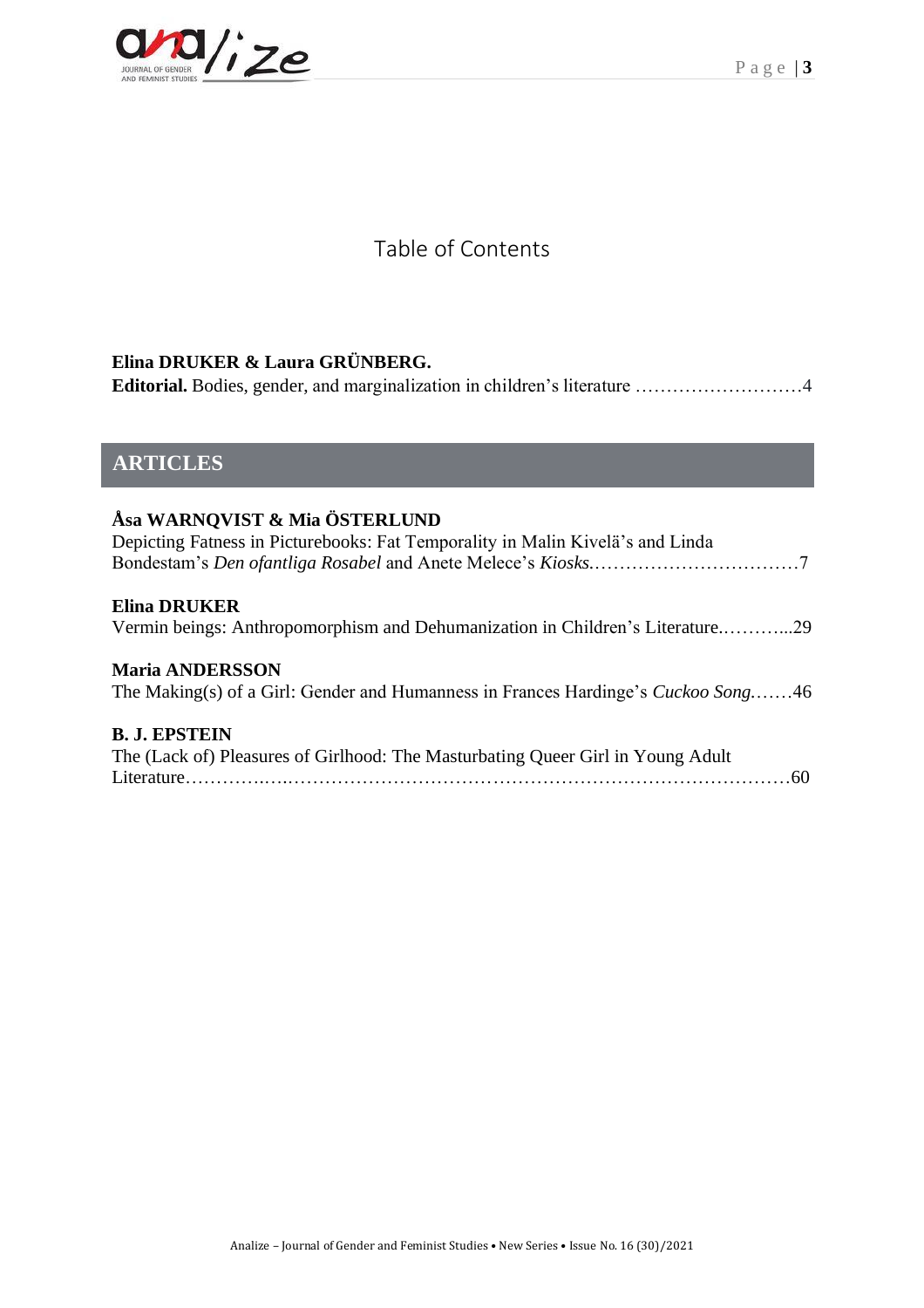# Table of Contents

**Elina DRUKER & Laura GRÜNBERG.**
**Editorial.** Bodies, gender, and marginalization in children's literature ………………………4

## ARTICLES

**Åsa WARNQVIST & Mia ÖSTERLUND**
Depicting Fatness in Picturebooks: Fat Temporality in Malin Kivelä's and Linda Bondestam's *Den ofantliga Rosabel* and Anete Melece's *Kiosks*……………………………7

**Elina DRUKER**
Vermin beings: Anthropomorphism and Dehumanization in Children's Literature………...29

**Maria ANDERSSON**
The Making(s) of a Girl: Gender and Humanness in Frances Hardinge's *Cuckoo Song*……46

**B. J. EPSTEIN**
The (Lack of) Pleasures of Girlhood: The Masturbating Queer Girl in Young Adult Literature……………………………………………………………………………60